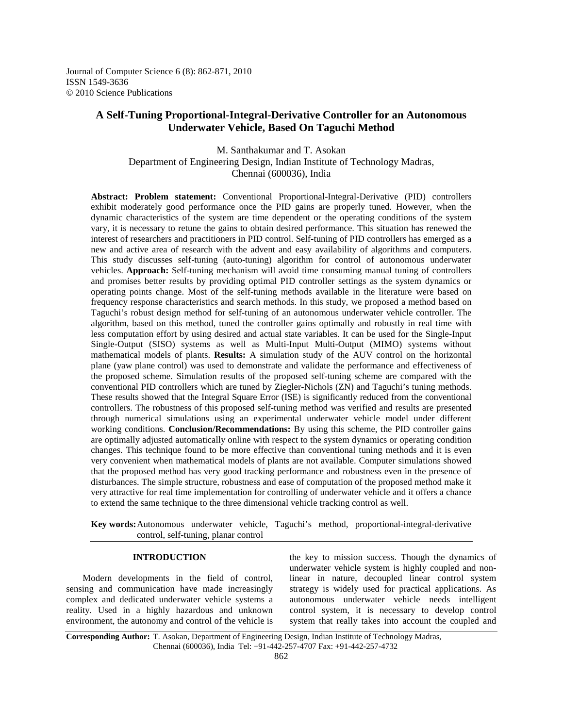Journal of Computer Science 6 (8): 862-871, 2010
ISSN 1549-3636
© 2010 Science Publications

# A Self-Tuning Proportional-Integral-Derivative Controller for an Autonomous Underwater Vehicle, Based On Taguchi Method

M. Santhakumar and T. Asokan
Department of Engineering Design, Indian Institute of Technology Madras, Chennai (600036), India

**Abstract: Problem statement:** Conventional Proportional-Integral-Derivative (PID) controllers exhibit moderately good performance once the PID gains are properly tuned. However, when the dynamic characteristics of the system are time dependent or the operating conditions of the system vary, it is necessary to retune the gains to obtain desired performance. This situation has renewed the interest of researchers and practitioners in PID control. Self-tuning of PID controllers has emerged as a new and active area of research with the advent and easy availability of algorithms and computers. This study discusses self-tuning (auto-tuning) algorithm for control of autonomous underwater vehicles. **Approach:** Self-tuning mechanism will avoid time consuming manual tuning of controllers and promises better results by providing optimal PID controller settings as the system dynamics or operating points change. Most of the self-tuning methods available in the literature were based on frequency response characteristics and search methods. In this study, we proposed a method based on Taguchi's robust design method for self-tuning of an autonomous underwater vehicle controller. The algorithm, based on this method, tuned the controller gains optimally and robustly in real time with less computation effort by using desired and actual state variables. It can be used for the Single-Input Single-Output (SISO) systems as well as Multi-Input Multi-Output (MIMO) systems without mathematical models of plants. **Results:** A simulation study of the AUV control on the horizontal plane (yaw plane control) was used to demonstrate and validate the performance and effectiveness of the proposed scheme. Simulation results of the proposed self-tuning scheme are compared with the conventional PID controllers which are tuned by Ziegler-Nichols (ZN) and Taguchi's tuning methods. These results showed that the Integral Square Error (ISE) is significantly reduced from the conventional controllers. The robustness of this proposed self-tuning method was verified and results are presented through numerical simulations using an experimental underwater vehicle model under different working conditions. **Conclusion/Recommendations:** By using this scheme, the PID controller gains are optimally adjusted automatically online with respect to the system dynamics or operating condition changes. This technique found to be more effective than conventional tuning methods and it is even very convenient when mathematical models of plants are not available. Computer simulations showed that the proposed method has very good tracking performance and robustness even in the presence of disturbances. The simple structure, robustness and ease of computation of the proposed method make it very attractive for real time implementation for controlling of underwater vehicle and it offers a chance to extend the same technique to the three dimensional vehicle tracking control as well.

**Key words:** Autonomous underwater vehicle, Taguchi's method, proportional-integral-derivative control, self-tuning, planar control

## INTRODUCTION

Modern developments in the field of control, sensing and communication have made increasingly complex and dedicated underwater vehicle systems a reality. Used in a highly hazardous and unknown environment, the autonomy and control of the vehicle is the key to mission success. Though the dynamics of underwater vehicle system is highly coupled and non-linear in nature, decoupled linear control system strategy is widely used for practical applications. As autonomous underwater vehicle needs intelligent control system, it is necessary to develop control system that really takes into account the coupled and

**Corresponding Author:** T. Asokan, Department of Engineering Design, Indian Institute of Technology Madras, Chennai (600036), India Tel: +91-442-257-4707 Fax: +91-442-257-4732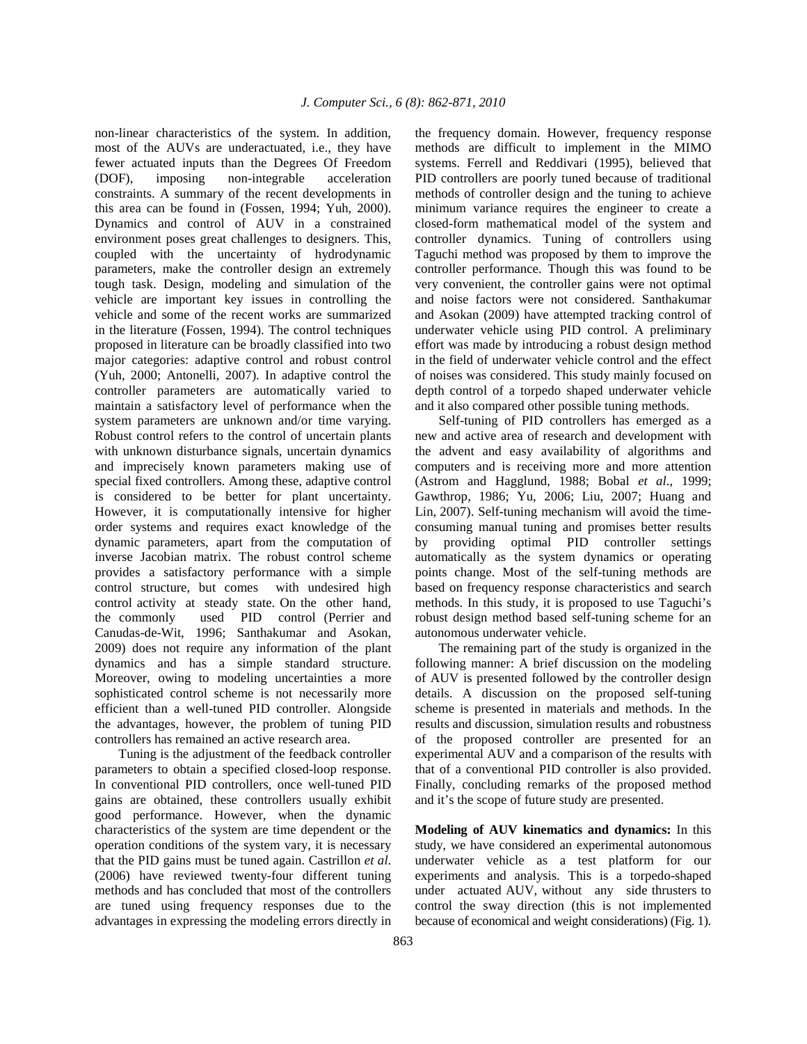non-linear characteristics of the system. In addition, most of the AUVs are underactuated, i.e., they have fewer actuated inputs than the Degrees Of Freedom (DOF), imposing non-integrable acceleration constraints. A summary of the recent developments in this area can be found in (Fossen, 1994; Yuh, 2000). Dynamics and control of AUV in a constrained environment poses great challenges to designers. This, coupled with the uncertainty of hydrodynamic parameters, make the controller design an extremely tough task. Design, modeling and simulation of the vehicle are important key issues in controlling the vehicle and some of the recent works are summarized in the literature (Fossen, 1994). The control techniques proposed in literature can be broadly classified into two major categories: adaptive control and robust control (Yuh, 2000; Antonelli, 2007). In adaptive control the controller parameters are automatically varied to maintain a satisfactory level of performance when the system parameters are unknown and/or time varying. Robust control refers to the control of uncertain plants with unknown disturbance signals, uncertain dynamics and imprecisely known parameters making use of special fixed controllers. Among these, adaptive control is considered to be better for plant uncertainty. However, it is computationally intensive for higher order systems and requires exact knowledge of the dynamic parameters, apart from the computation of inverse Jacobian matrix. The robust control scheme provides a satisfactory performance with a simple control structure, but comes with undesired high control activity at steady state. On the other hand, the commonly used PID control (Perrier and Canudas-de-Wit, 1996; Santhakumar and Asokan, 2009) does not require any information of the plant dynamics and has a simple standard structure. Moreover, owing to modeling uncertainties a more sophisticated control scheme is not necessarily more efficient than a well-tuned PID controller. Alongside the advantages, however, the problem of tuning PID controllers has remained an active research area.

Tuning is the adjustment of the feedback controller parameters to obtain a specified closed-loop response. In conventional PID controllers, once well-tuned PID gains are obtained, these controllers usually exhibit good performance. However, when the dynamic characteristics of the system are time dependent or the operation conditions of the system vary, it is necessary that the PID gains must be tuned again. Castrillon *et al*. (2006) have reviewed twenty-four different tuning methods and has concluded that most of the controllers are tuned using frequency responses due to the advantages in expressing the modeling errors directly in the frequency domain. However, frequency response methods are difficult to implement in the MIMO systems. Ferrell and Reddivari (1995), believed that PID controllers are poorly tuned because of traditional methods of controller design and the tuning to achieve minimum variance requires the engineer to create a closed-form mathematical model of the system and controller dynamics. Tuning of controllers using Taguchi method was proposed by them to improve the controller performance. Though this was found to be very convenient, the controller gains were not optimal and noise factors were not considered. Santhakumar and Asokan (2009) have attempted tracking control of underwater vehicle using PID control. A preliminary effort was made by introducing a robust design method in the field of underwater vehicle control and the effect of noises was considered. This study mainly focused on depth control of a torpedo shaped underwater vehicle and it also compared other possible tuning methods.

Self-tuning of PID controllers has emerged as a new and active area of research and development with the advent and easy availability of algorithms and computers and is receiving more and more attention (Astrom and Hagglund, 1988; Bobal *et al*., 1999; Gawthrop, 1986; Yu, 2006; Liu, 2007; Huang and Lin, 2007). Self-tuning mechanism will avoid the time-consuming manual tuning and promises better results by providing optimal PID controller settings automatically as the system dynamics or operating points change. Most of the self-tuning methods are based on frequency response characteristics and search methods. In this study, it is proposed to use Taguchi's robust design method based self-tuning scheme for an autonomous underwater vehicle.

The remaining part of the study is organized in the following manner: A brief discussion on the modeling of AUV is presented followed by the controller design details. A discussion on the proposed self-tuning scheme is presented in materials and methods. In the results and discussion, simulation results and robustness of the proposed controller are presented for an experimental AUV and a comparison of the results with that of a conventional PID controller is also provided. Finally, concluding remarks of the proposed method and it's the scope of future study are presented.

**Modeling of AUV kinematics and dynamics:** In this study, we have considered an experimental autonomous underwater vehicle as a test platform for our experiments and analysis. This is a torpedo-shaped under actuated AUV, without any side thrusters to control the sway direction (this is not implemented because of economical and weight considerations) (Fig. 1).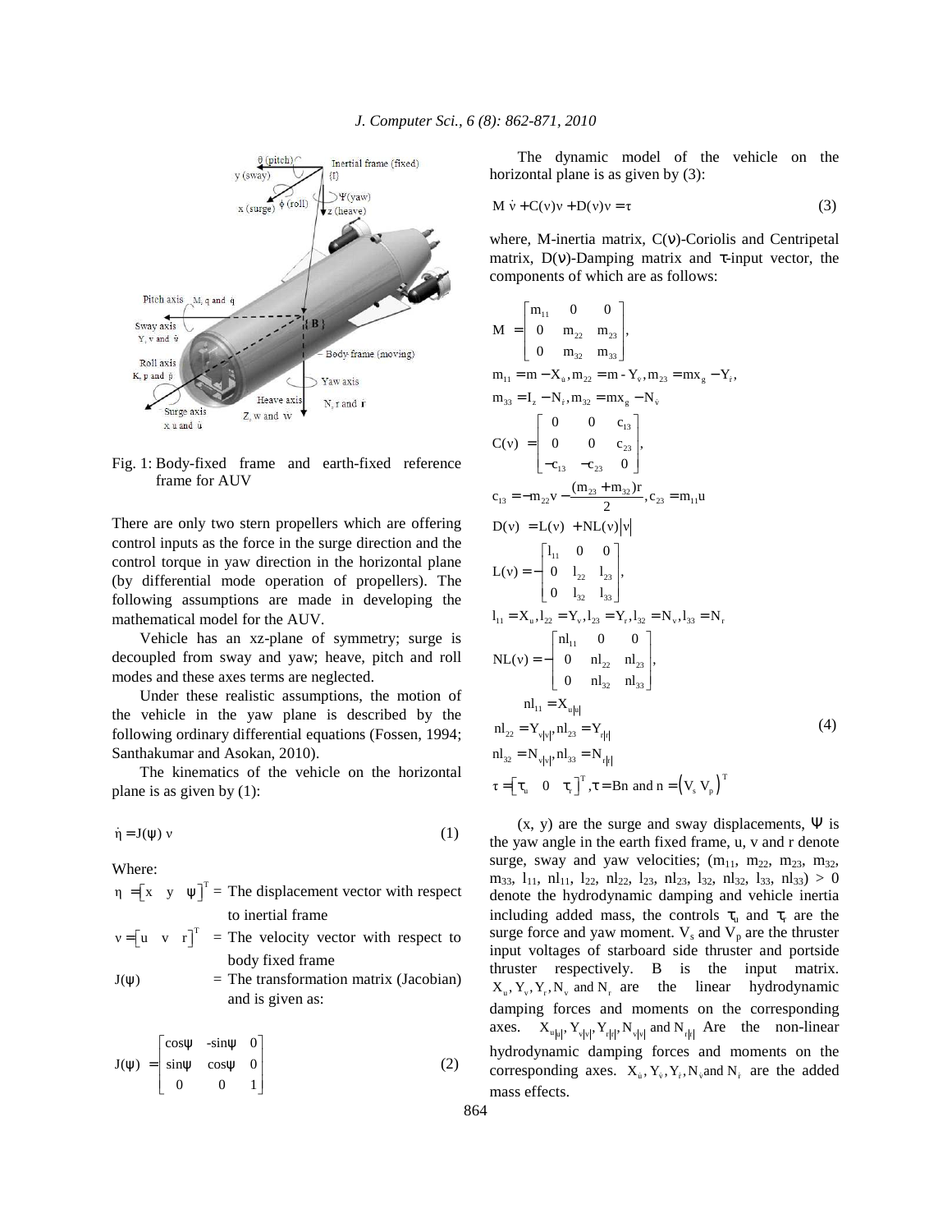Fig. 1: Body-fixed frame and earth-fixed reference frame for AUV

There are only two stern propellers which are offering control inputs as the force in the surge direction and the control torque in yaw direction in the horizontal plane (by differential mode operation of propellers). The following assumptions are made in developing the mathematical model for the AUV.

Vehicle has an xz-plane of symmetry; surge is decoupled from sway and yaw; heave, pitch and roll modes and these axes terms are neglected.

Under these realistic assumptions, the motion of the vehicle in the yaw plane is described by the following ordinary differential equations (Fossen, 1994; Santhakumar and Asokan, 2010).

The kinematics of the vehicle on the horizontal plane is as given by (1):

$$\dot{\eta} = J(\psi)\,\nu \tag{1}$$

Where:

$\eta = \begin{bmatrix} x & y & \psi \end{bmatrix}^T$ = The displacement vector with respect to inertial frame

$\nu = \begin{bmatrix} u & v & r \end{bmatrix}^T$ = The velocity vector with respect to body fixed frame

$J(\psi)$ = The transformation matrix (Jacobian) and is given as:

$$J(\psi) = \begin{bmatrix} \cos\psi & -\sin\psi & 0 \\ \sin\psi & \cos\psi & 0 \\ 0 & 0 & 1 \end{bmatrix} \tag{2}$$

The dynamic model of the vehicle on the horizontal plane is as given by (3):

$$M\dot{\nu} + C(\nu)\nu + D(\nu)\nu = \tau \tag{3}$$

where, M-inertia matrix, $C(\nu)$-Coriolis and Centripetal matrix, $D(\nu)$-Damping matrix and $\tau$-input vector, the components of which are as follows:

$$
\begin{aligned}
&M = \begin{bmatrix} m_{11} & 0 & 0 \\ 0 & m_{22} & m_{23} \\ 0 & m_{32} & m_{33} \end{bmatrix}, \\
&m_{11} = m - X_{\dot{u}}, m_{22} = m - Y_{\dot{v}}, m_{23} = mx_g - Y_{\dot{r}}, \\
&m_{33} = I_z - N_{\dot{r}}, m_{32} = mx_g - N_{\dot{v}} \\
&C(\nu) = \begin{bmatrix} 0 & 0 & c_{13} \\ 0 & 0 & c_{23} \\ -c_{13} & -c_{23} & 0 \end{bmatrix}, \\
&c_{13} = -m_{22}v - \frac{(m_{23} + m_{32})r}{2}, c_{23} = m_{11}u \\
&D(\nu) = L(\nu) + NL(\nu)\left|\nu\right| \\
&L(\nu) = -\begin{bmatrix} l_{11} & 0 & 0 \\ 0 & l_{22} & l_{23} \\ 0 & l_{32} & l_{33} \end{bmatrix}, \\
&l_{11} = X_u, l_{22} = Y_v, l_{23} = Y_r, l_{32} = N_v, l_{33} = N_r \\
&NL(\nu) = -\begin{bmatrix} nl_{11} & 0 & 0 \\ 0 & nl_{22} & nl_{23} \\ 0 & nl_{32} & nl_{33} \end{bmatrix}, \\
&nl_{11} = X_{u|u|} \\
&nl_{22} = Y_{v|v|}, nl_{23} = Y_{r|r|} \\
&nl_{32} = N_{v|v|}, nl_{33} = N_{r|r|} \\
&\tau = \begin{bmatrix} \tau_u & 0 & \tau_r \end{bmatrix}^T, \tau = Bn \text{ and } n = \left(V_s\ V_p\right)^T
\end{aligned} \tag{4}
$$

(x, y) are the surge and sway displacements, $\Psi$ is the yaw angle in the earth fixed frame, u, v and r denote surge, sway and yaw velocities; ($m_{11}$, $m_{22}$, $m_{23}$, $m_{32}$, $m_{33}$, $l_{11}$, $nl_{11}$, $l_{22}$, $nl_{22}$, $l_{23}$, $nl_{23}$, $l_{32}$, $nl_{32}$, $l_{33}$, $nl_{33}$) > 0 denote the hydrodynamic damping and vehicle inertia including added mass, the controls $\tau_u$ and $\tau_r$ are the surge force and yaw moment. $V_s$ and $V_p$ are the thruster input voltages of starboard side thruster and portside thruster respectively. B is the input matrix. $X_u, Y_v, Y_r, N_v$ and $N_r$ are the linear hydrodynamic damping forces and moments on the corresponding axes. $X_{u|u|}, Y_{v|v|}, Y_{r|r|}, N_{v|v|}$ and $N_{r|r|}$ Are the non-linear hydrodynamic damping forces and moments on the corresponding axes. $X_{\dot{u}}, Y_{\dot{v}}, Y_{\dot{r}}, N_{\dot{v}}$ and $N_{\dot{r}}$ are the added mass effects.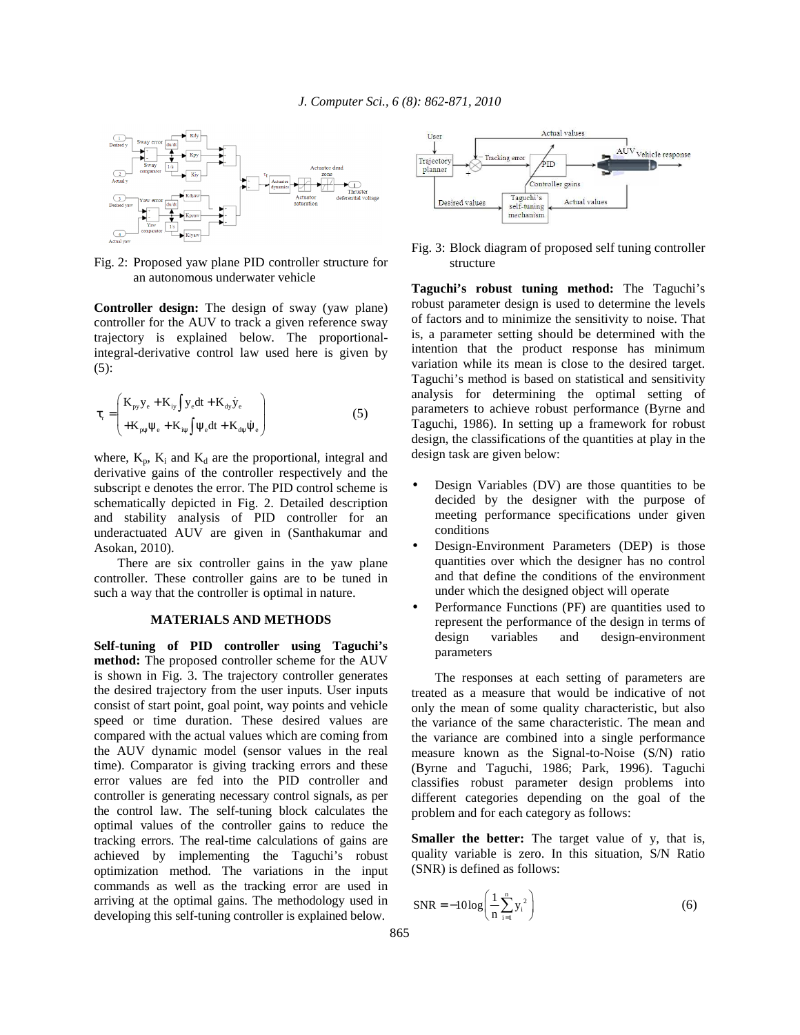Desired y

Sway error

du/dt

Kdy

Kpy

1/s

Kiy

Sway comparator

Actual y

Desired yaw

Yaw error

du/dt

Kdyaw

Kpyaw

1/s

Kiyaw

Yaw comparator

Actual yaw

Actuator dynamics

Actuator saturation

Actuator dead zone

Thruster deferential voltage

Fig. 2: Proposed yaw plane PID controller structure for an autonomous underwater vehicle

**Controller design:** The design of sway (yaw plane) controller for the AUV to track a given reference sway trajectory is explained below. The proportional-integral-derivative control law used here is given by (5):

$$\tau_r = \begin{pmatrix} K_{py} y_e + K_{iy} \int y_e dt + K_{dy} \dot{y}_e \\ + K_{p\psi} \psi_e + K_{i\psi} \int \psi_e dt + K_{d\psi} \dot{\psi}_e \end{pmatrix} \quad (5)$$

where, $K_p$, $K_i$ and $K_d$ are the proportional, integral and derivative gains of the controller respectively and the subscript e denotes the error. The PID control scheme is schematically depicted in Fig. 2. Detailed description and stability analysis of PID controller for an underactuated AUV are given in (Santhakumar and Asokan, 2010).

There are six controller gains in the yaw plane controller. These controller gains are to be tuned in such a way that the controller is optimal in nature.

## MATERIALS AND METHODS

**Self-tuning of PID controller using Taguchi's method:** The proposed controller scheme for the AUV is shown in Fig. 3. The trajectory controller generates the desired trajectory from the user inputs. User inputs consist of start point, goal point, way points and vehicle speed or time duration. These desired values are compared with the actual values which are coming from the AUV dynamic model (sensor values in the real time). Comparator is giving tracking errors and these error values are fed into the PID controller and controller is generating necessary control signals, as per the control law. The self-tuning block calculates the optimal values of the controller gains to reduce the tracking errors. The real-time calculations of gains are achieved by implementing the Taguchi's robust optimization method. The variations in the input commands as well as the tracking error are used in arriving at the optimal gains. The methodology used in developing this self-tuning controller is explained below.

User

Actual values

Trajectory planner

Tracking error

PID

AUV

Vehicle response

Controller gains

Desired values

Taguchi's self-tuning mechanism

Actual values

Fig. 3: Block diagram of proposed self tuning controller structure

**Taguchi's robust tuning method:** The Taguchi's robust parameter design is used to determine the levels of factors and to minimize the sensitivity to noise. That is, a parameter setting should be determined with the intention that the product response has minimum variation while its mean is close to the desired target. Taguchi's method is based on statistical and sensitivity analysis for determining the optimal setting of parameters to achieve robust performance (Byrne and Taguchi, 1986). In setting up a framework for robust design, the classifications of the quantities at play in the design task are given below:

- Design Variables (DV) are those quantities to be decided by the designer with the purpose of meeting performance specifications under given conditions
- Design-Environment Parameters (DEP) is those quantities over which the designer has no control and that define the conditions of the environment under which the designed object will operate
- Performance Functions (PF) are quantities used to represent the performance of the design in terms of design variables and design-environment parameters

The responses at each setting of parameters are treated as a measure that would be indicative of not only the mean of some quality characteristic, but also the variance of the same characteristic. The mean and the variance are combined into a single performance measure known as the Signal-to-Noise (S/N) ratio (Byrne and Taguchi, 1986; Park, 1996). Taguchi classifies robust parameter design problems into different categories depending on the goal of the problem and for each category as follows:

**Smaller the better:** The target value of y, that is, quality variable is zero. In this situation, S/N Ratio (SNR) is defined as follows:

$$\text{SNR} = -10\log\left(\frac{1}{n}\sum_{i=1}^{n} y_i^2\right) \quad (6)$$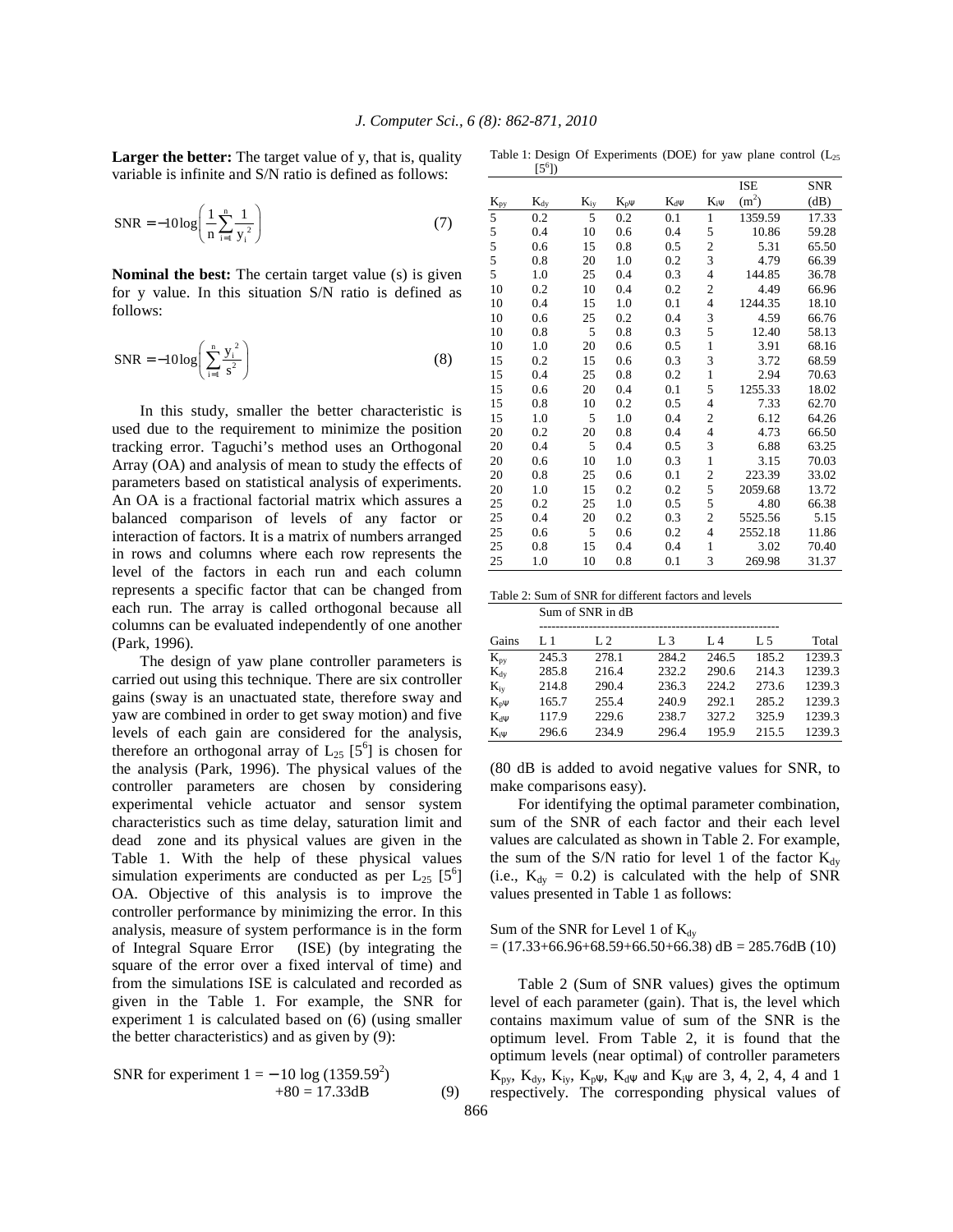**Larger the better:** The target value of y, that is, quality variable is infinite and S/N ratio is defined as follows:

$$\text{SNR} = -10\log\left(\frac{1}{n}\sum_{i=1}^{n}\frac{1}{y_i^2}\right) \quad (7)$$

**Nominal the best:** The certain target value (s) is given for y value. In this situation S/N ratio is defined as follows:

$$\text{SNR} = -10\log\left(\sum_{i=1}^{n}\frac{y_i^2}{s^2}\right) \quad (8)$$

In this study, smaller the better characteristic is used due to the requirement to minimize the position tracking error. Taguchi's method uses an Orthogonal Array (OA) and analysis of mean to study the effects of parameters based on statistical analysis of experiments. An OA is a fractional factorial matrix which assures a balanced comparison of levels of any factor or interaction of factors. It is a matrix of numbers arranged in rows and columns where each row represents the level of the factors in each run and each column represents a specific factor that can be changed from each run. The array is called orthogonal because all columns can be evaluated independently of one another (Park, 1996).

The design of yaw plane controller parameters is carried out using this technique. There are six controller gains (sway is an unactuated state, therefore sway and yaw are combined in order to get sway motion) and five levels of each gain are considered for the analysis, therefore an orthogonal array of $L_{25}$ $[5^6]$ is chosen for the analysis (Park, 1996). The physical values of the controller parameters are chosen by considering experimental vehicle actuator and sensor system characteristics such as time delay, saturation limit and dead zone and its physical values are given in the Table 1. With the help of these physical values simulation experiments are conducted as per $L_{25}$ $[5^6]$ OA. Objective of this analysis is to improve the controller performance by minimizing the error. In this analysis, measure of system performance is in the form of Integral Square Error (ISE) (by integrating the square of the error over a fixed interval of time) and from the simulations ISE is calculated and recorded as given in the Table 1. For example, the SNR for experiment 1 is calculated based on (6) (using smaller the better characteristics) and as given by (9):

$$\text{SNR for experiment } 1 = -10\log(1359.59^2) + 80 = 17.33\text{dB} \quad (9)$$

Table 1: Design Of Experiments (DOE) for yaw plane control ($L_{25}$ $[5^6]$)

| $K_{py}$ | $K_{dy}$ | $K_{iy}$ | $K_{p\psi}$ | $K_{d\psi}$ | $K_{i\psi}$ | ISE ($m^2$) | SNR (dB) |
|---|---|---|---|---|---|---|---|
| 5 | 0.2 | 5 | 0.2 | 0.1 | 1 | 1359.59 | 17.33 |
| 5 | 0.4 | 10 | 0.6 | 0.4 | 5 | 10.86 | 59.28 |
| 5 | 0.6 | 15 | 0.8 | 0.5 | 2 | 5.31 | 65.50 |
| 5 | 0.8 | 20 | 1.0 | 0.2 | 3 | 4.79 | 66.39 |
| 5 | 1.0 | 25 | 0.4 | 0.3 | 4 | 144.85 | 36.78 |
| 10 | 0.2 | 10 | 0.4 | 0.2 | 2 | 4.49 | 66.96 |
| 10 | 0.4 | 15 | 1.0 | 0.1 | 4 | 1244.35 | 18.10 |
| 10 | 0.6 | 25 | 0.2 | 0.4 | 3 | 4.59 | 66.76 |
| 10 | 0.8 | 5 | 0.8 | 0.3 | 5 | 12.40 | 58.13 |
| 10 | 1.0 | 20 | 0.6 | 0.5 | 1 | 3.91 | 68.16 |
| 15 | 0.2 | 15 | 0.6 | 0.3 | 3 | 3.72 | 68.59 |
| 15 | 0.4 | 25 | 0.8 | 0.2 | 1 | 2.94 | 70.63 |
| 15 | 0.6 | 20 | 0.4 | 0.1 | 5 | 1255.33 | 18.02 |
| 15 | 0.8 | 10 | 0.2 | 0.5 | 4 | 7.33 | 62.70 |
| 15 | 1.0 | 5 | 1.0 | 0.4 | 2 | 6.12 | 64.26 |
| 20 | 0.2 | 20 | 0.8 | 0.4 | 4 | 4.73 | 66.50 |
| 20 | 0.4 | 5 | 0.4 | 0.5 | 3 | 6.88 | 63.25 |
| 20 | 0.6 | 10 | 1.0 | 0.3 | 1 | 3.15 | 70.03 |
| 20 | 0.8 | 25 | 0.6 | 0.1 | 2 | 223.39 | 33.02 |
| 20 | 1.0 | 15 | 0.2 | 0.2 | 5 | 2059.68 | 13.72 |
| 25 | 0.2 | 25 | 1.0 | 0.5 | 5 | 4.80 | 66.38 |
| 25 | 0.4 | 20 | 0.2 | 0.3 | 2 | 5525.56 | 5.15 |
| 25 | 0.6 | 5 | 0.6 | 0.2 | 4 | 2552.18 | 11.86 |
| 25 | 0.8 | 15 | 0.4 | 0.4 | 1 | 3.02 | 70.40 |
| 25 | 1.0 | 10 | 0.8 | 0.1 | 3 | 269.98 | 31.37 |

Table 2: Sum of SNR for different factors and levels

| | Sum of SNR in dB | | | | | |
|---|---|---|---|---|---|---|
| Gains | L 1 | L 2 | L 3 | L 4 | L 5 | Total |
| $K_{py}$ | 245.3 | 278.1 | 284.2 | 246.5 | 185.2 | 1239.3 |
| $K_{dy}$ | 285.8 | 216.4 | 232.2 | 290.6 | 214.3 | 1239.3 |
| $K_{iy}$ | 214.8 | 290.4 | 236.3 | 224.2 | 273.6 | 1239.3 |
| $K_{p\psi}$ | 165.7 | 255.4 | 240.9 | 292.1 | 285.2 | 1239.3 |
| $K_{d\psi}$ | 117.9 | 229.6 | 238.7 | 327.2 | 325.9 | 1239.3 |
| $K_{i\psi}$ | 296.6 | 234.9 | 296.4 | 195.9 | 215.5 | 1239.3 |

(80 dB is added to avoid negative values for SNR, to make comparisons easy).

For identifying the optimal parameter combination, sum of the SNR of each factor and their each level values are calculated as shown in Table 2. For example, the sum of the S/N ratio for level 1 of the factor $K_{dy}$ (i.e., $K_{dy} = 0.2$) is calculated with the help of SNR values presented in Table 1 as follows:

Sum of the SNR for Level 1 of $K_{dy}$
$= (17.33+66.96+68.59+66.50+66.38)$ dB $= 285.76$dB (10)

Table 2 (Sum of SNR values) gives the optimum level of each parameter (gain). That is, the level which contains maximum value of sum of the SNR is the optimum level. From Table 2, it is found that the optimum levels (near optimal) of controller parameters $K_{py}$, $K_{dy}$, $K_{iy}$, $K_{p\psi}$, $K_{d\psi}$ and $K_{i\psi}$ are 3, 4, 2, 4, 4 and 1 respectively. The corresponding physical values of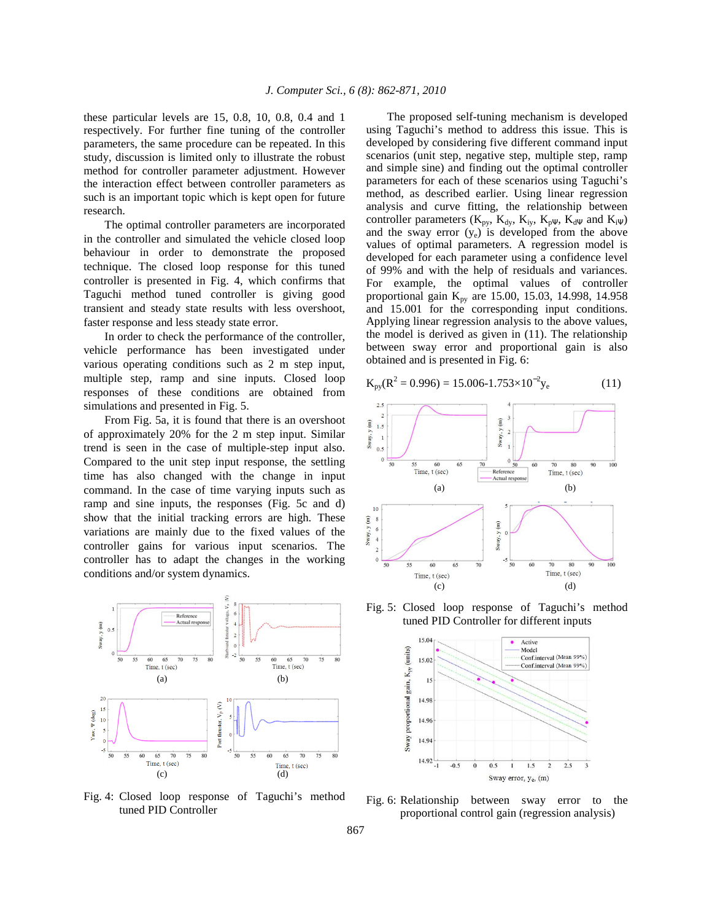these particular levels are 15, 0.8, 10, 0.8, 0.4 and 1 respectively. For further fine tuning of the controller parameters, the same procedure can be repeated. In this study, discussion is limited only to illustrate the robust method for controller parameter adjustment. However the interaction effect between controller parameters as such is an important topic which is kept open for future research.

The optimal controller parameters are incorporated in the controller and simulated the vehicle closed loop behaviour in order to demonstrate the proposed technique. The closed loop response for this tuned controller is presented in Fig. 4, which confirms that Taguchi method tuned controller is giving good transient and steady state results with less overshoot, faster response and less steady state error.

In order to check the performance of the controller, vehicle performance has been investigated under various operating conditions such as 2 m step input, multiple step, ramp and sine inputs. Closed loop responses of these conditions are obtained from simulations and presented in Fig. 5.

From Fig. 5a, it is found that there is an overshoot of approximately 20% for the 2 m step input. Similar trend is seen in the case of multiple-step input also. Compared to the unit step input response, the settling time has also changed with the change in input command. In the case of time varying inputs such as ramp and sine inputs, the responses (Fig. 5c and d) show that the initial tracking errors are high. These variations are mainly due to the fixed values of the controller gains for various input scenarios. The controller has to adapt the changes in the working conditions and/or system dynamics.

Fig. 4: Closed loop response of Taguchi's method tuned PID Controller

The proposed self-tuning mechanism is developed using Taguchi's method to address this issue. This is developed by considering five different command input scenarios (unit step, negative step, multiple step, ramp and simple sine) and finding out the optimal controller parameters for each of these scenarios using Taguchi's method, as described earlier. Using linear regression analysis and curve fitting, the relationship between controller parameters ($K_{py}$, $K_{dy}$, $K_{iy}$, $K_{p\psi}$, $K_{d\psi}$ and $K_{i\psi}$) and the sway error ($y_e$) is developed from the above values of optimal parameters. A regression model is developed for each parameter using a confidence level of 99% and with the help of residuals and variances. For example, the optimal values of controller proportional gain $K_{py}$ are 15.00, 15.03, 14.998, 14.958 and 15.001 for the corresponding input conditions. Applying linear regression analysis to the above values, the model is derived as given in (11). The relationship between sway error and proportional gain is also obtained and is presented in Fig. 6:

$$K_{py}(R^2 = 0.996) = 15.006 - 1.753 \times 10^{-2} y_e \tag{11}$$

Fig. 5: Closed loop response of Taguchi's method tuned PID Controller for different inputs

Fig. 6: Relationship between sway error to the proportional control gain (regression analysis)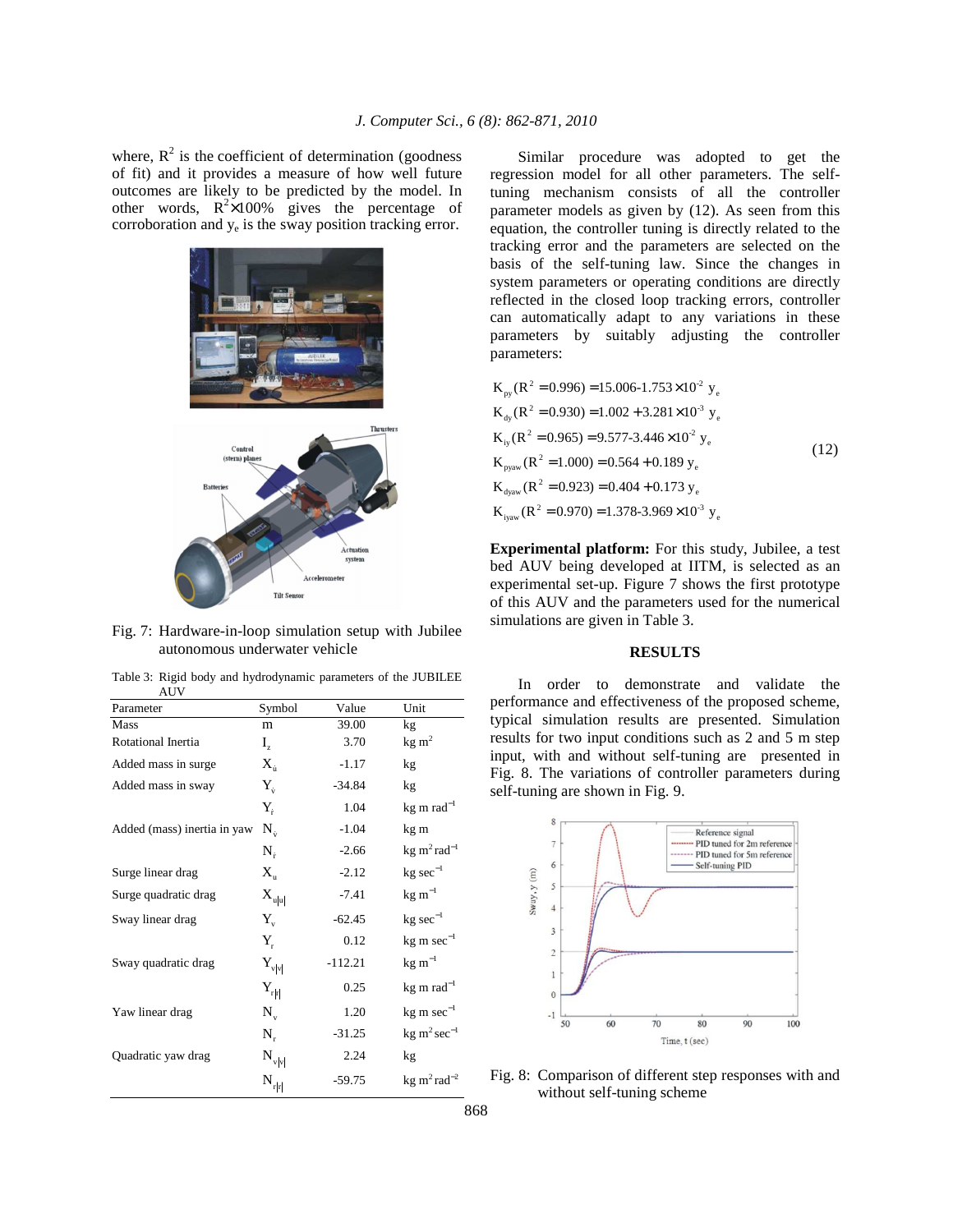where, $R^2$ is the coefficient of determination (goodness of fit) and it provides a measure of how well future outcomes are likely to be predicted by the model. In other words, $R^2 \times 100\%$ gives the percentage of corroboration and $y_e$ is the sway position tracking error.

Fig. 7: Hardware-in-loop simulation setup with Jubilee autonomous underwater vehicle

Table 3: Rigid body and hydrodynamic parameters of the JUBILEE AUV

| Parameter | Symbol | Value | Unit |
|---|---|---|---|
| Mass | $m$ | 39.00 | kg |
| Rotational Inertia | $I_z$ | 3.70 | kg m$^2$ |
| Added mass in surge | $X_{\dot{u}}$ | -1.17 | kg |
| Added mass in sway | $Y_{\dot{v}}$ | -34.84 | kg |
| | $Y_{\dot{r}}$ | 1.04 | kg m rad$^{-1}$ |
| Added (mass) inertia in yaw | $N_{\dot{v}}$ | -1.04 | kg m |
| | $N_{\dot{r}}$ | -2.66 | kg m$^2$ rad$^{-1}$ |
| Surge linear drag | $X_u$ | -2.12 | kg sec$^{-1}$ |
| Surge quadratic drag | $X_{u\|u\|}$ | -7.41 | kg m$^{-1}$ |
| Sway linear drag | $Y_v$ | -62.45 | kg sec$^{-1}$ |
| | $Y_r$ | 0.12 | kg m sec$^{-1}$ |
| Sway quadratic drag | $Y_{v\|v\|}$ | -112.21 | kg m$^{-1}$ |
| | $Y_{r\|r\|}$ | 0.25 | kg m rad$^{-1}$ |
| Yaw linear drag | $N_v$ | 1.20 | kg m sec$^{-1}$ |
| | $N_r$ | -31.25 | kg m$^2$ sec$^{-1}$ |
| Quadratic yaw drag | $N_{v\|v\|}$ | 2.24 | kg |
| | $N_{r\|r\|}$ | -59.75 | kg m$^2$ rad$^{-2}$ |

Similar procedure was adopted to get the regression model for all other parameters. The self-tuning mechanism consists of all the controller parameter models as given by (12). As seen from this equation, the controller tuning is directly related to the tracking error and the parameters are selected on the basis of the self-tuning law. Since the changes in system parameters or operating conditions are directly reflected in the closed loop tracking errors, controller can automatically adapt to any variations in these parameters by suitably adjusting the controller parameters:

$$
\begin{aligned}
&K_{py}(R^2 = 0.996) = 15.006\text{-}1.753 \times 10^{-2}\ y_e \\
&K_{dy}(R^2 = 0.930) = 1.002 + 3.281 \times 10^{-3}\ y_e \\
&K_{iy}(R^2 = 0.965) = 9.577\text{-}3.446 \times 10^{-2}\ y_e \\
&K_{pyaw}(R^2 = 1.000) = 0.564 + 0.189\ y_e \\
&K_{dyaw}(R^2 = 0.923) = 0.404 + 0.173\ y_e \\
&K_{iyaw}(R^2 = 0.970) = 1.378\text{-}3.969 \times 10^{-3}\ y_e
\end{aligned}
\qquad (12)
$$

**Experimental platform:** For this study, Jubilee, a test bed AUV being developed at IITM, is selected as an experimental set-up. Figure 7 shows the first prototype of this AUV and the parameters used for the numerical simulations are given in Table 3.

## RESULTS

In order to demonstrate and validate the performance and effectiveness of the proposed scheme, typical simulation results are presented. Simulation results for two input conditions such as 2 and 5 m step input, with and without self-tuning are presented in Fig. 8. The variations of controller parameters during self-tuning are shown in Fig. 9.

Fig. 8: Comparison of different step responses with and without self-tuning scheme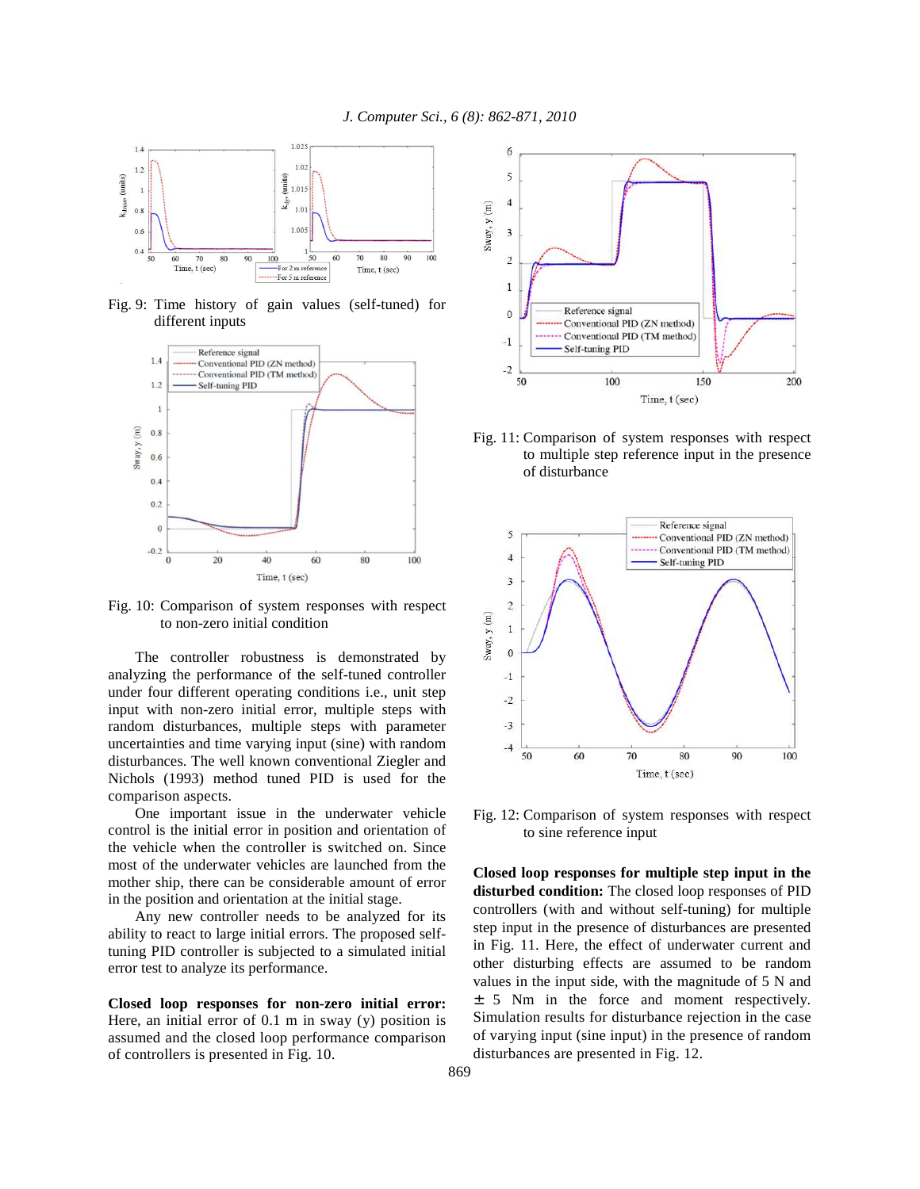Fig. 9: Time history of gain values (self-tuned) for different inputs

Fig. 10: Comparison of system responses with respect to non-zero initial condition

The controller robustness is demonstrated by analyzing the performance of the self-tuned controller under four different operating conditions i.e., unit step input with non-zero initial error, multiple steps with random disturbances, multiple steps with parameter uncertainties and time varying input (sine) with random disturbances. The well known conventional Ziegler and Nichols (1993) method tuned PID is used for the comparison aspects.

One important issue in the underwater vehicle control is the initial error in position and orientation of the vehicle when the controller is switched on. Since most of the underwater vehicles are launched from the mother ship, there can be considerable amount of error in the position and orientation at the initial stage.

Any new controller needs to be analyzed for its ability to react to large initial errors. The proposed self-tuning PID controller is subjected to a simulated initial error test to analyze its performance.

**Closed loop responses for non-zero initial error:** Here, an initial error of 0.1 m in sway (y) position is assumed and the closed loop performance comparison of controllers is presented in Fig. 10.

Fig. 11: Comparison of system responses with respect to multiple step reference input in the presence of disturbance

Fig. 12: Comparison of system responses with respect to sine reference input

**Closed loop responses for multiple step input in the disturbed condition:** The closed loop responses of PID controllers (with and without self-tuning) for multiple step input in the presence of disturbances are presented in Fig. 11. Here, the effect of underwater current and other disturbing effects are assumed to be random values in the input side, with the magnitude of 5 N and $\pm$ 5 Nm in the force and moment respectively. Simulation results for disturbance rejection in the case of varying input (sine input) in the presence of random disturbances are presented in Fig. 12.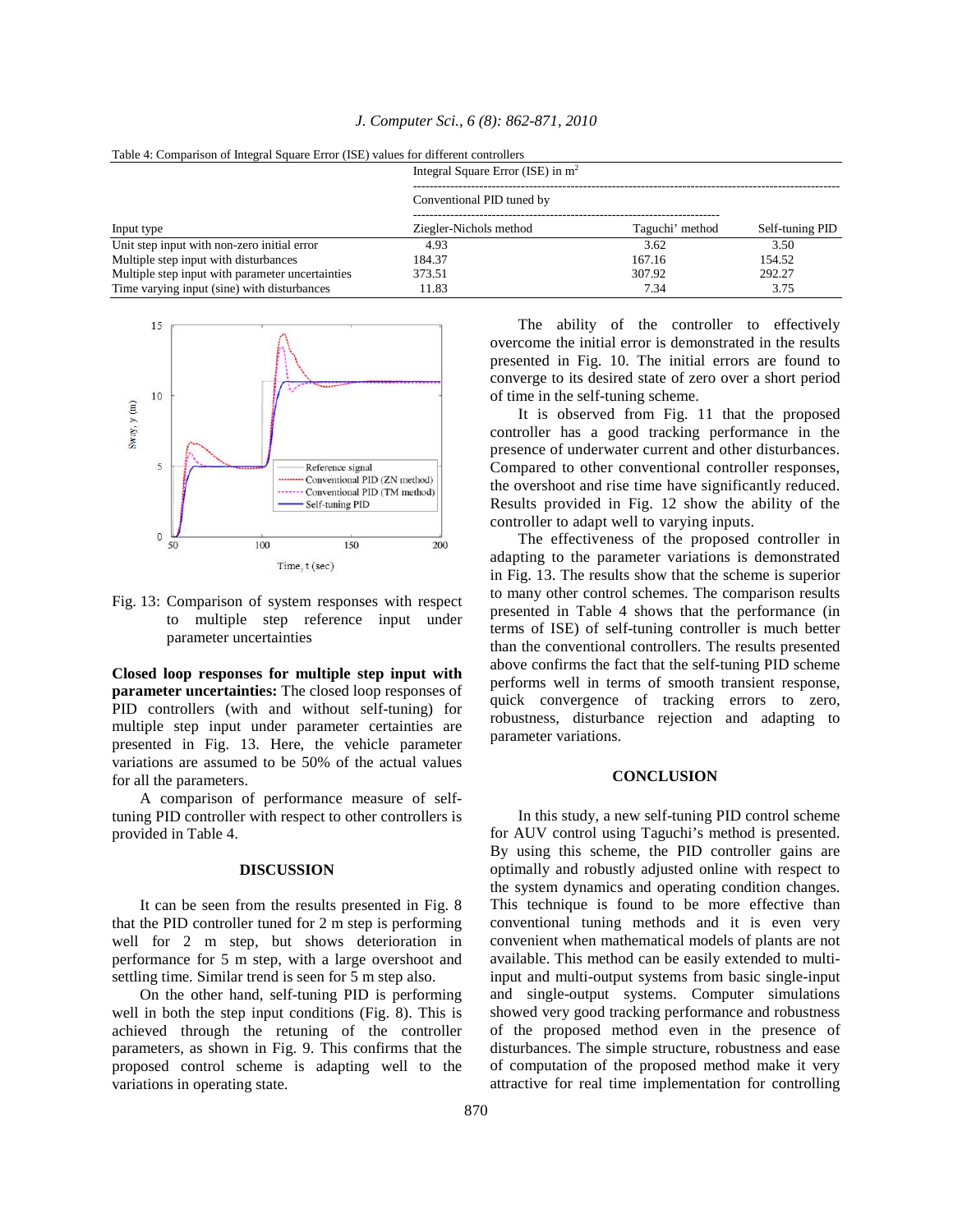Table 4: Comparison of Integral Square Error (ISE) values for different controllers

| Input type | Integral Square Error (ISE) in $m^2$ | | |
|---|---|---|---|
| | Conventional PID tuned by | | |
| | Ziegler-Nichols method | Taguchi' method | Self-tuning PID |
| Unit step input with non-zero initial error | 4.93 | 3.62 | 3.50 |
| Multiple step input with disturbances | 184.37 | 167.16 | 154.52 |
| Multiple step input with parameter uncertainties | 373.51 | 307.92 | 292.27 |
| Time varying input (sine) with disturbances | 11.83 | 7.34 | 3.75 |

Fig. 13: Comparison of system responses with respect to multiple step reference input under parameter uncertainties

**Closed loop responses for multiple step input with parameter uncertainties:** The closed loop responses of PID controllers (with and without self-tuning) for multiple step input under parameter certainties are presented in Fig. 13. Here, the vehicle parameter variations are assumed to be 50% of the actual values for all the parameters.

A comparison of performance measure of self-tuning PID controller with respect to other controllers is provided in Table 4.

## DISCUSSION

It can be seen from the results presented in Fig. 8 that the PID controller tuned for 2 m step is performing well for 2 m step, but shows deterioration in performance for 5 m step, with a large overshoot and settling time. Similar trend is seen for 5 m step also.

On the other hand, self-tuning PID is performing well in both the step input conditions (Fig. 8). This is achieved through the retuning of the controller parameters, as shown in Fig. 9. This confirms that the proposed control scheme is adapting well to the variations in operating state.

The ability of the controller to effectively overcome the initial error is demonstrated in the results presented in Fig. 10. The initial errors are found to converge to its desired state of zero over a short period of time in the self-tuning scheme.

It is observed from Fig. 11 that the proposed controller has a good tracking performance in the presence of underwater current and other disturbances. Compared to other conventional controller responses, the overshoot and rise time have significantly reduced. Results provided in Fig. 12 show the ability of the controller to adapt well to varying inputs.

The effectiveness of the proposed controller in adapting to the parameter variations is demonstrated in Fig. 13. The results show that the scheme is superior to many other control schemes. The comparison results presented in Table 4 shows that the performance (in terms of ISE) of self-tuning controller is much better than the conventional controllers. The results presented above confirms the fact that the self-tuning PID scheme performs well in terms of smooth transient response, quick convergence of tracking errors to zero, robustness, disturbance rejection and adapting to parameter variations.

## CONCLUSION

In this study, a new self-tuning PID control scheme for AUV control using Taguchi's method is presented. By using this scheme, the PID controller gains are optimally and robustly adjusted online with respect to the system dynamics and operating condition changes. This technique is found to be more effective than conventional tuning methods and it is even very convenient when mathematical models of plants are not available. This method can be easily extended to multi-input and multi-output systems from basic single-input and single-output systems. Computer simulations showed very good tracking performance and robustness of the proposed method even in the presence of disturbances. The simple structure, robustness and ease of computation of the proposed method make it very attractive for real time implementation for controlling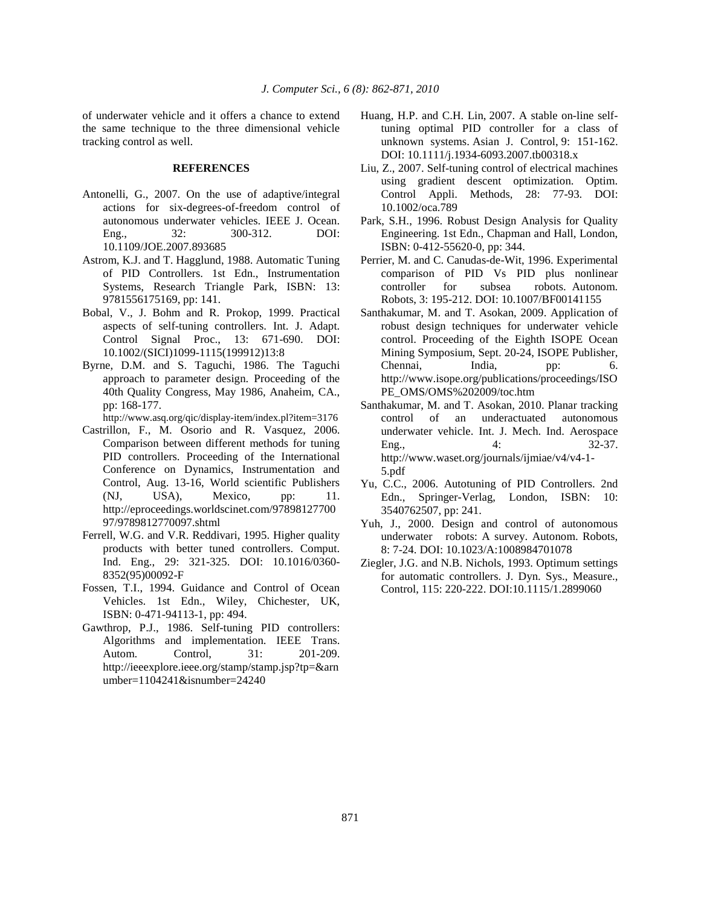of underwater vehicle and it offers a chance to extend the same technique to the three dimensional vehicle tracking control as well.

## REFERENCES

Antonelli, G., 2007. On the use of adaptive/integral actions for six-degrees-of-freedom control of autonomous underwater vehicles. IEEE J. Ocean. Eng., 32: 300-312. DOI: 10.1109/JOE.2007.893685

Astrom, K.J. and T. Hagglund, 1988. Automatic Tuning of PID Controllers. 1st Edn., Instrumentation Systems, Research Triangle Park, ISBN: 13: 9781556175169, pp: 141.

Bobal, V., J. Bohm and R. Prokop, 1999. Practical aspects of self-tuning controllers. Int. J. Adapt. Control Signal Proc., 13: 671-690. DOI: 10.1002/(SICI)1099-1115(199912)13:8

Byrne, D.M. and S. Taguchi, 1986. The Taguchi approach to parameter design. Proceeding of the 40th Quality Congress, May 1986, Anaheim, CA., pp: 168-177. http://www.asq.org/qic/display-item/index.pl?item=3176

Castrillon, F., M. Osorio and R. Vasquez, 2006. Comparison between different methods for tuning PID controllers. Proceeding of the International Conference on Dynamics, Instrumentation and Control, Aug. 13-16, World scientific Publishers (NJ, USA), Mexico, pp: 11. http://eproceedings.worldscinet.com/9789812770097/9789812770097.shtml

Ferrell, W.G. and V.R. Reddivari, 1995. Higher quality products with better tuned controllers. Comput. Ind. Eng., 29: 321-325. DOI: 10.1016/0360-8352(95)00092-F

Fossen, T.I., 1994. Guidance and Control of Ocean Vehicles. 1st Edn., Wiley, Chichester, UK, ISBN: 0-471-94113-1, pp: 494.

Gawthrop, P.J., 1986. Self-tuning PID controllers: Algorithms and implementation. IEEE Trans. Autom. Control, 31: 201-209. http://ieeexplore.ieee.org/stamp/stamp.jsp?tp=&arnumber=1104241&isnumber=24240

Huang, H.P. and C.H. Lin, 2007. A stable on-line self-tuning optimal PID controller for a class of unknown systems. Asian J. Control, 9: 151-162. DOI: 10.1111/j.1934-6093.2007.tb00318.x

Liu, Z., 2007. Self-tuning control of electrical machines using gradient descent optimization. Optim. Control Appli. Methods, 28: 77-93. DOI: 10.1002/oca.789

Park, S.H., 1996. Robust Design Analysis for Quality Engineering. 1st Edn., Chapman and Hall, London, ISBN: 0-412-55620-0, pp: 344.

Perrier, M. and C. Canudas-de-Wit, 1996. Experimental comparison of PID Vs PID plus nonlinear controller for subsea robots. Autonom. Robots, 3: 195-212. DOI: 10.1007/BF00141155

Santhakumar, M. and T. Asokan, 2009. Application of robust design techniques for underwater vehicle control. Proceeding of the Eighth ISOPE Ocean Mining Symposium, Sept. 20-24, ISOPE Publisher, Chennai, India, pp: 6. http://www.isope.org/publications/proceedings/ISOPE_OMS/OMS%202009/toc.htm

Santhakumar, M. and T. Asokan, 2010. Planar tracking control of an underactuated autonomous underwater vehicle. Int. J. Mech. Ind. Aerospace Eng., 4: 32-37. http://www.waset.org/journals/ijmiae/v4/v4-1-5.pdf

Yu, C.C., 2006. Autotuning of PID Controllers. 2nd Edn., Springer-Verlag, London, ISBN: 10: 3540762507, pp: 241.

Yuh, J., 2000. Design and control of autonomous underwater robots: A survey. Autonom. Robots, 8: 7-24. DOI: 10.1023/A:1008984701078

Ziegler, J.G. and N.B. Nichols, 1993. Optimum settings for automatic controllers. J. Dyn. Sys., Measure., Control, 115: 220-222. DOI:10.1115/1.2899060